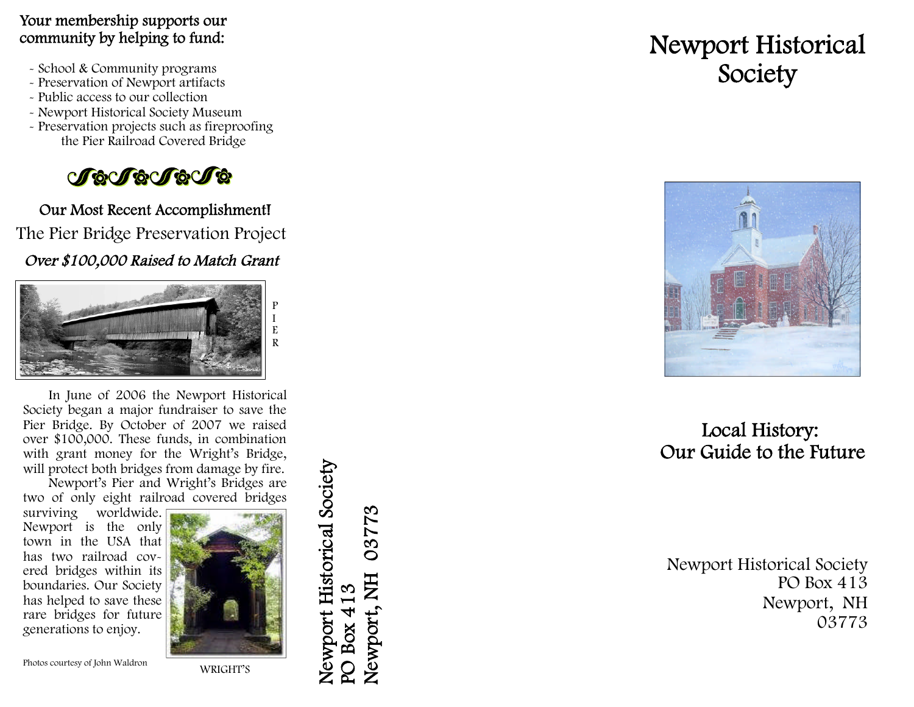Your membership supports our community by helping to fund:

- School & Community programs
- Preservation of Newport artifacts
- Public access to our collection
- Newport Historical Society Museum
- Preservation projects such as fireproofing the Pier Railroad Covered Bridge

## Our Most Recent Accomplishment!

### The Pier Bridge Preservation Project

***Over $100,000 Raised to Match Grant***

PIER

In June of 2006 the Newport Historical Society began a major fundraiser to save the Pier Bridge. By October of 2007 we raised over $100,000. These funds, in combination with grant money for the Wright's Bridge, will protect both bridges from damage by fire.

Newport's Pier and Wright's Bridges are two of only eight railroad covered bridges surviving worldwide. Newport is the only town in the USA that has two railroad covered bridges within its boundaries. Our Society has helped to save these rare bridges for future generations to enjoy.

WRIGHT'S

Photos courtesy of John Waldron

Newport Historical Society
PO Box 413
Newport, NH 03773

# Newport Historical Society

## Local History: Our Guide to the Future

Newport Historical Society
PO Box 413
Newport, NH
03773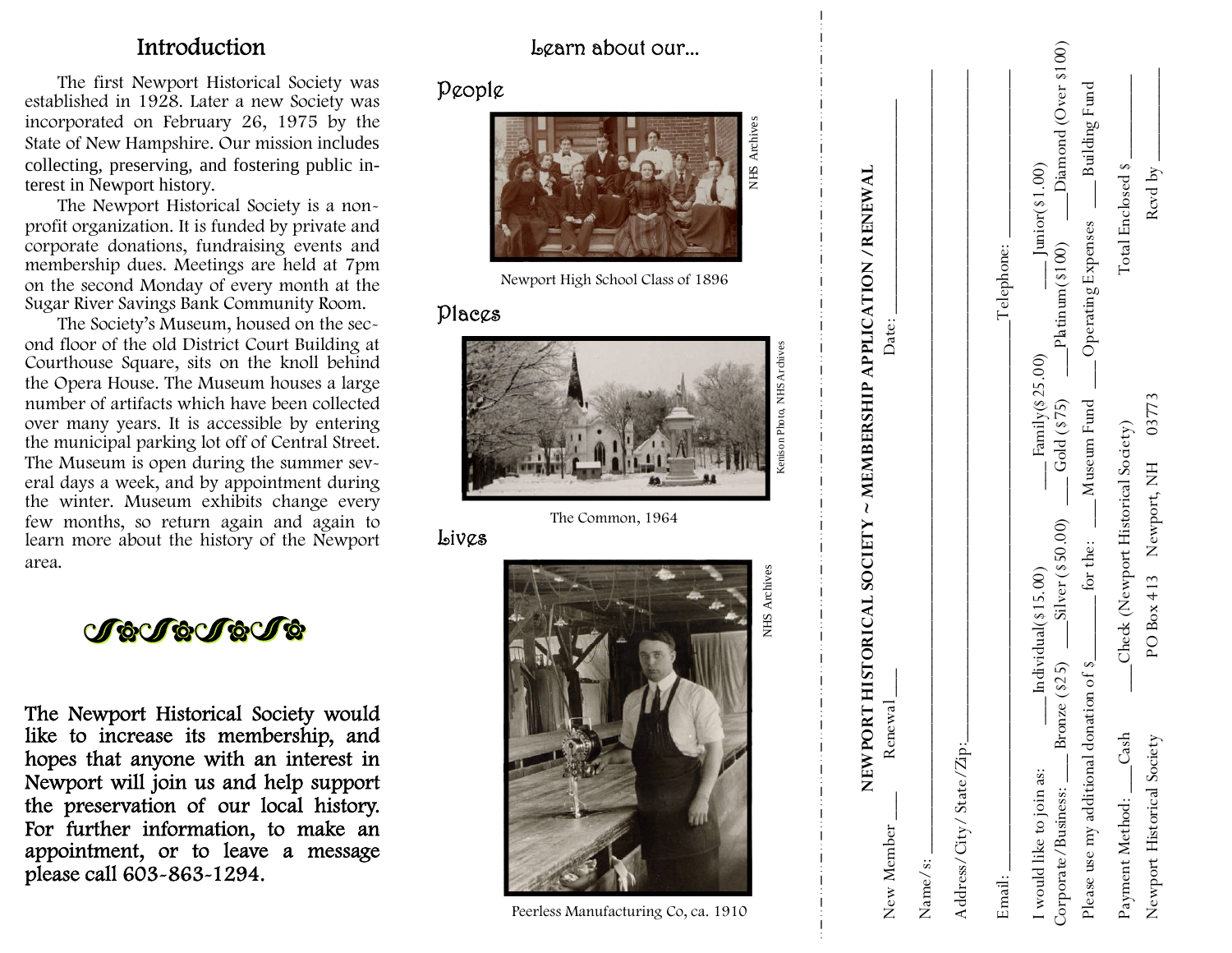## Introduction

The first Newport Historical Society was established in 1928. Later a new Society was incorporated on February 26, 1975 by the State of New Hampshire. Our mission includes collecting, preserving, and fostering public interest in Newport history.

The Newport Historical Society is a non-profit organization. It is funded by private and corporate donations, fundraising events and membership dues. Meetings are held at 7pm on the second Monday of every month at the Sugar River Savings Bank Community Room.

The Society's Museum, housed on the second floor of the old District Court Building at Courthouse Square, sits on the knoll behind the Opera House. The Museum houses a large number of artifacts which have been collected over many years. It is accessible by entering the municipal parking lot off of Central Street. The Museum is open during the summer several days a week, and by appointment during the winter. Museum exhibits change every few months, so return again and again to learn more about the history of the Newport area.

**The Newport Historical Society would like to increase its membership, and hopes that anyone with an interest in Newport will join us and help support the preservation of our local history. For further information, to make an appointment, or to leave a message please call 603-863-1294.**

## Learn about our...

### People

NHS Archives

Newport High School Class of 1896

### Places

Kenison Photo, NHS Archives

The Common, 1964

### Lives

NHS Archives

Peerless Manufacturing Co, ca. 1910

**NEWPORT HISTORICAL SOCIETY ~ MEMBERSHIP APPLICATION / RENEWAL**

New Member ___ Renewal ___ Date: ___________

Name/s: ___________

Address/City/State/Zip: ___________

Email: ___________ Telephone: ___________

I would like to join as: ___ Individual($15.00) ___ Family($25.00) ___ Junior($1.00)

Corporate/Business: ___ Bronze ($25) ___ Silver ($50.00) ___ Gold ($75) ___ Platinum($100) ___ Diamond (Over $100)

Please use my additional donation of $_____ for the: ___ Museum Fund ___ Operating Expenses ___ Building Fund

Payment Method: ___ Cash ___ Check (Newport Historical Society) Total Enclosed $ _______

Newport Historical Society PO Box 413 Newport, NH 03773 Rcvd by _______